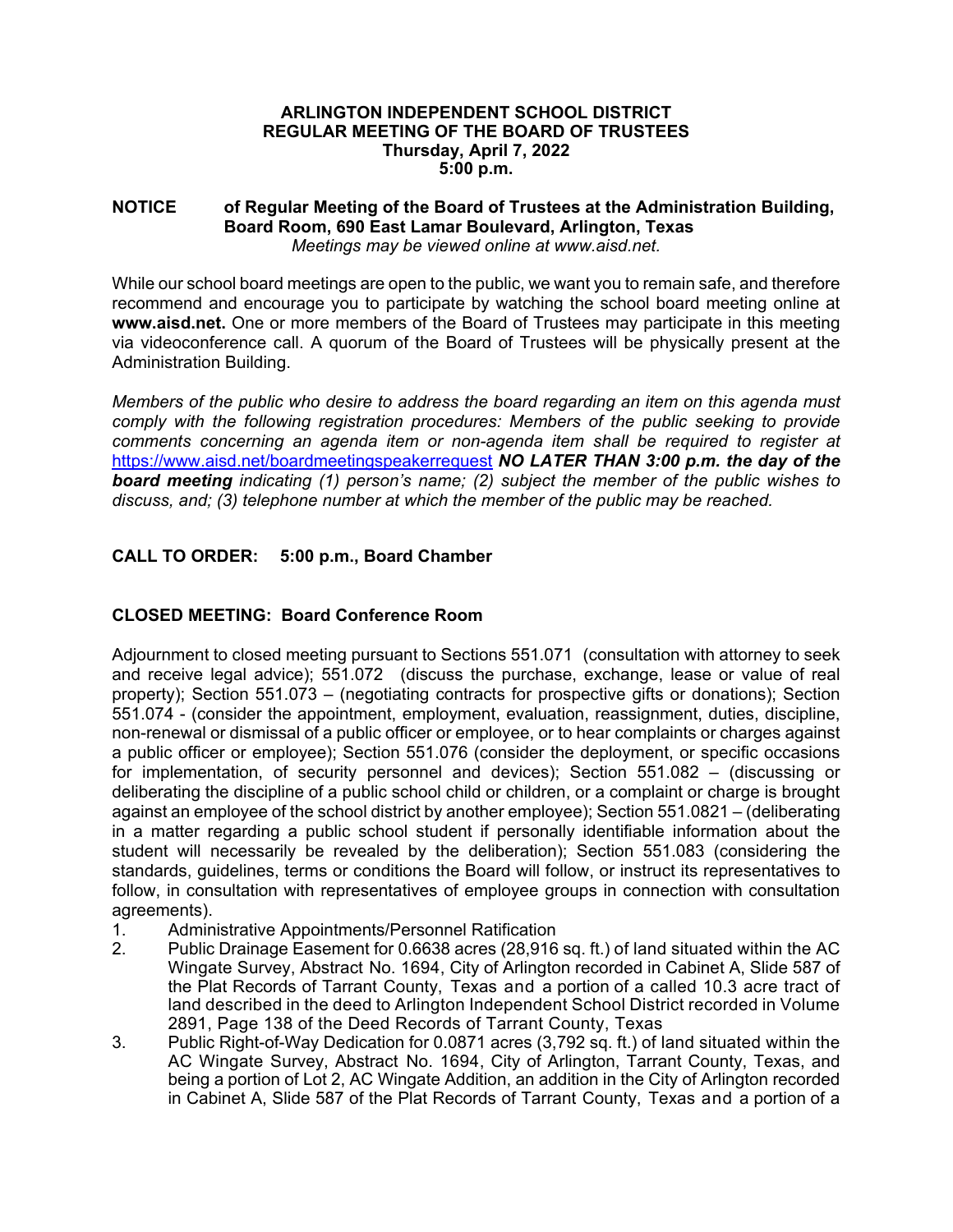**ARLINGTON INDEPENDENT SCHOOL DISTRICT**
**REGULAR MEETING OF THE BOARD OF TRUSTEES**
**Thursday, April 7, 2022**
**5:00 p.m.**

**NOTICE** **of Regular Meeting of the Board of Trustees at the Administration Building, Board Room, 690 East Lamar Boulevard, Arlington, Texas**
*Meetings may be viewed online at www.aisd.net.*

While our school board meetings are open to the public, we want you to remain safe, and therefore recommend and encourage you to participate by watching the school board meeting online at **www.aisd.net.** One or more members of the Board of Trustees may participate in this meeting via videoconference call. A quorum of the Board of Trustees will be physically present at the Administration Building.

*Members of the public who desire to address the board regarding an item on this agenda must comply with the following registration procedures: Members of the public seeking to provide comments concerning an agenda item or non-agenda item shall be required to register at* https://www.aisd.net/boardmeetingspeakerrequest ***NO LATER THAN 3:00 p.m. the day of the board meeting*** *indicating (1) person's name; (2) subject the member of the public wishes to discuss, and; (3) telephone number at which the member of the public may be reached.*

**CALL TO ORDER: 5:00 p.m., Board Chamber**

**CLOSED MEETING: Board Conference Room**

Adjournment to closed meeting pursuant to Sections 551.071 (consultation with attorney to seek and receive legal advice); 551.072 (discuss the purchase, exchange, lease or value of real property); Section 551.073 – (negotiating contracts for prospective gifts or donations); Section 551.074 - (consider the appointment, employment, evaluation, reassignment, duties, discipline, non-renewal or dismissal of a public officer or employee, or to hear complaints or charges against a public officer or employee); Section 551.076 (consider the deployment, or specific occasions for implementation, of security personnel and devices); Section 551.082 – (discussing or deliberating the discipline of a public school child or children, or a complaint or charge is brought against an employee of the school district by another employee); Section 551.0821 – (deliberating in a matter regarding a public school student if personally identifiable information about the student will necessarily be revealed by the deliberation); Section 551.083 (considering the standards, guidelines, terms or conditions the Board will follow, or instruct its representatives to follow, in consultation with representatives of employee groups in connection with consultation agreements).

1. Administrative Appointments/Personnel Ratification
2. Public Drainage Easement for 0.6638 acres (28,916 sq. ft.) of land situated within the AC Wingate Survey, Abstract No. 1694, City of Arlington recorded in Cabinet A, Slide 587 of the Plat Records of Tarrant County, Texas and a portion of a called 10.3 acre tract of land described in the deed to Arlington Independent School District recorded in Volume 2891, Page 138 of the Deed Records of Tarrant County, Texas
3. Public Right-of-Way Dedication for 0.0871 acres (3,792 sq. ft.) of land situated within the AC Wingate Survey, Abstract No. 1694, City of Arlington, Tarrant County, Texas, and being a portion of Lot 2, AC Wingate Addition, an addition in the City of Arlington recorded in Cabinet A, Slide 587 of the Plat Records of Tarrant County, Texas and a portion of a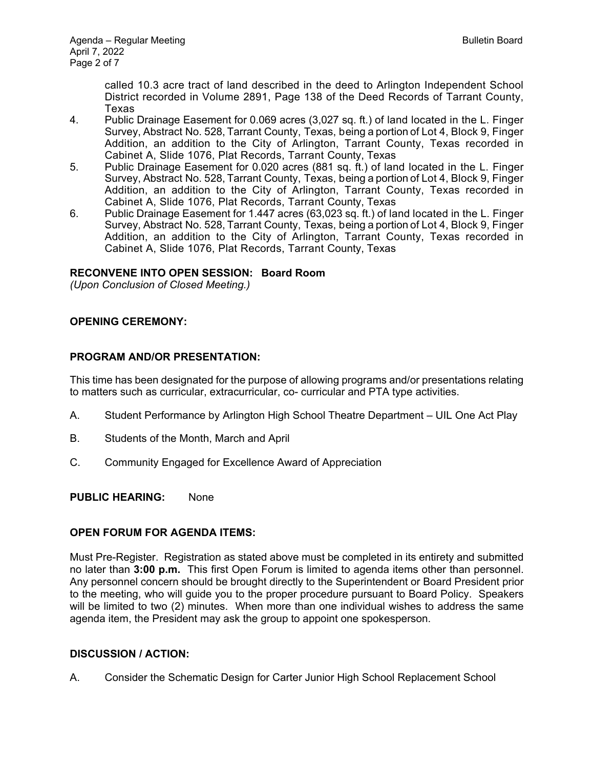called 10.3 acre tract of land described in the deed to Arlington Independent School District recorded in Volume 2891, Page 138 of the Deed Records of Tarrant County, Texas

4. Public Drainage Easement for 0.069 acres (3,027 sq. ft.) of land located in the L. Finger Survey, Abstract No. 528, Tarrant County, Texas, being a portion of Lot 4, Block 9, Finger Addition, an addition to the City of Arlington, Tarrant County, Texas recorded in Cabinet A, Slide 1076, Plat Records, Tarrant County, Texas
5. Public Drainage Easement for 0.020 acres (881 sq. ft.) of land located in the L. Finger Survey, Abstract No. 528, Tarrant County, Texas, being a portion of Lot 4, Block 9, Finger Addition, an addition to the City of Arlington, Tarrant County, Texas recorded in Cabinet A, Slide 1076, Plat Records, Tarrant County, Texas
6. Public Drainage Easement for 1.447 acres (63,023 sq. ft.) of land located in the L. Finger Survey, Abstract No. 528, Tarrant County, Texas, being a portion of Lot 4, Block 9, Finger Addition, an addition to the City of Arlington, Tarrant County, Texas recorded in Cabinet A, Slide 1076, Plat Records, Tarrant County, Texas

**RECONVENE INTO OPEN SESSION: Board Room**
*(Upon Conclusion of Closed Meeting.)*

**OPENING CEREMONY:**

**PROGRAM AND/OR PRESENTATION:**

This time has been designated for the purpose of allowing programs and/or presentations relating to matters such as curricular, extracurricular, co- curricular and PTA type activities.

A. Student Performance by Arlington High School Theatre Department – UIL One Act Play

B. Students of the Month, March and April

C. Community Engaged for Excellence Award of Appreciation

**PUBLIC HEARING:** None

**OPEN FORUM FOR AGENDA ITEMS:**

Must Pre-Register. Registration as stated above must be completed in its entirety and submitted no later than **3:00 p.m.** This first Open Forum is limited to agenda items other than personnel. Any personnel concern should be brought directly to the Superintendent or Board President prior to the meeting, who will guide you to the proper procedure pursuant to Board Policy. Speakers will be limited to two (2) minutes. When more than one individual wishes to address the same agenda item, the President may ask the group to appoint one spokesperson.

**DISCUSSION / ACTION:**

A. Consider the Schematic Design for Carter Junior High School Replacement School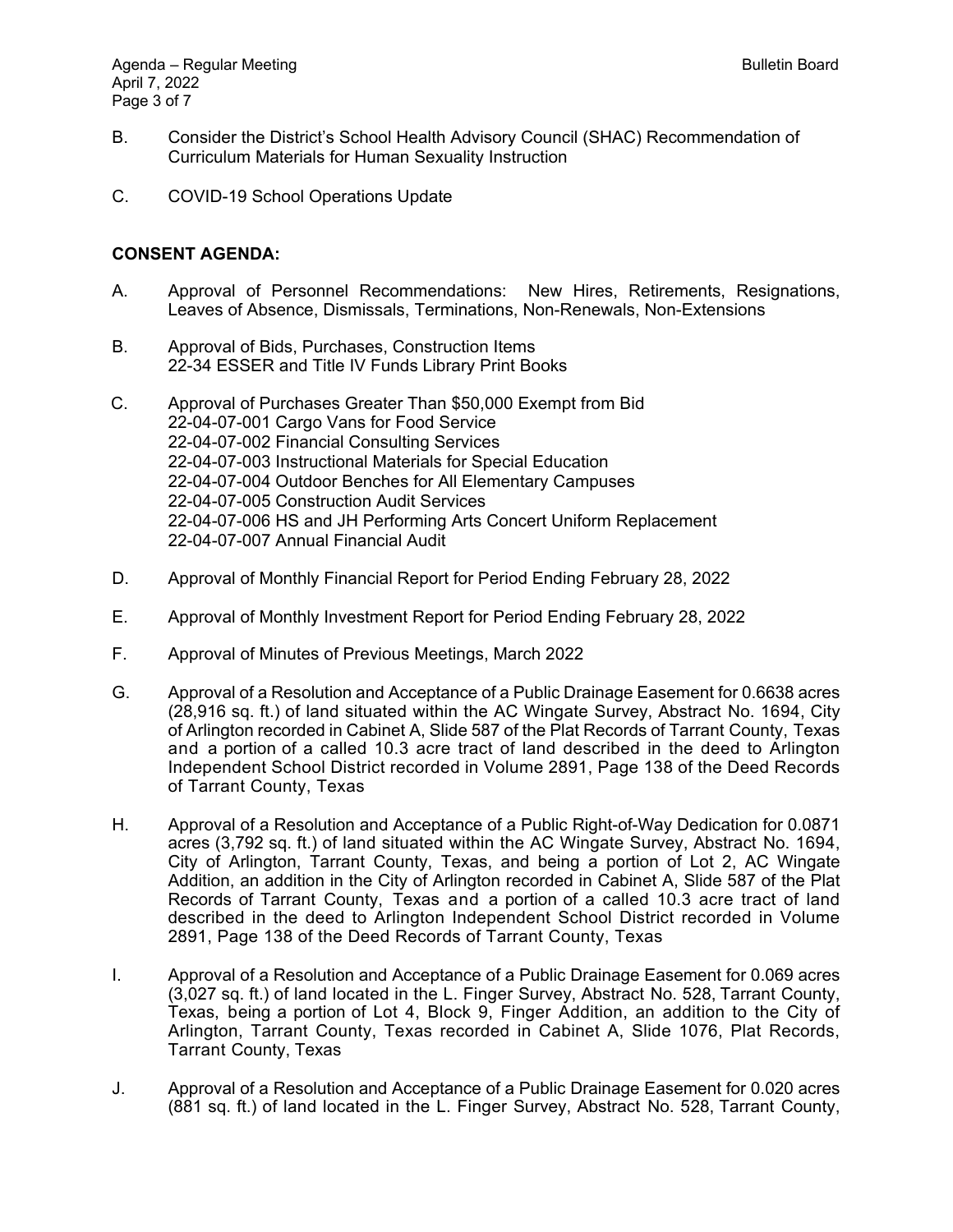B. Consider the District's School Health Advisory Council (SHAC) Recommendation of Curriculum Materials for Human Sexuality Instruction

C. COVID-19 School Operations Update

**CONSENT AGENDA:**

A. Approval of Personnel Recommendations: New Hires, Retirements, Resignations, Leaves of Absence, Dismissals, Terminations, Non-Renewals, Non-Extensions

B. Approval of Bids, Purchases, Construction Items
22-34 ESSER and Title IV Funds Library Print Books

C. Approval of Purchases Greater Than $50,000 Exempt from Bid
22-04-07-001 Cargo Vans for Food Service
22-04-07-002 Financial Consulting Services
22-04-07-003 Instructional Materials for Special Education
22-04-07-004 Outdoor Benches for All Elementary Campuses
22-04-07-005 Construction Audit Services
22-04-07-006 HS and JH Performing Arts Concert Uniform Replacement
22-04-07-007 Annual Financial Audit

D. Approval of Monthly Financial Report for Period Ending February 28, 2022

E. Approval of Monthly Investment Report for Period Ending February 28, 2022

F. Approval of Minutes of Previous Meetings, March 2022

G. Approval of a Resolution and Acceptance of a Public Drainage Easement for 0.6638 acres (28,916 sq. ft.) of land situated within the AC Wingate Survey, Abstract No. 1694, City of Arlington recorded in Cabinet A, Slide 587 of the Plat Records of Tarrant County, Texas and a portion of a called 10.3 acre tract of land described in the deed to Arlington Independent School District recorded in Volume 2891, Page 138 of the Deed Records of Tarrant County, Texas

H. Approval of a Resolution and Acceptance of a Public Right-of-Way Dedication for 0.0871 acres (3,792 sq. ft.) of land situated within the AC Wingate Survey, Abstract No. 1694, City of Arlington, Tarrant County, Texas, and being a portion of Lot 2, AC Wingate Addition, an addition in the City of Arlington recorded in Cabinet A, Slide 587 of the Plat Records of Tarrant County, Texas and a portion of a called 10.3 acre tract of land described in the deed to Arlington Independent School District recorded in Volume 2891, Page 138 of the Deed Records of Tarrant County, Texas

I. Approval of a Resolution and Acceptance of a Public Drainage Easement for 0.069 acres (3,027 sq. ft.) of land located in the L. Finger Survey, Abstract No. 528, Tarrant County, Texas, being a portion of Lot 4, Block 9, Finger Addition, an addition to the City of Arlington, Tarrant County, Texas recorded in Cabinet A, Slide 1076, Plat Records, Tarrant County, Texas

J. Approval of a Resolution and Acceptance of a Public Drainage Easement for 0.020 acres (881 sq. ft.) of land located in the L. Finger Survey, Abstract No. 528, Tarrant County,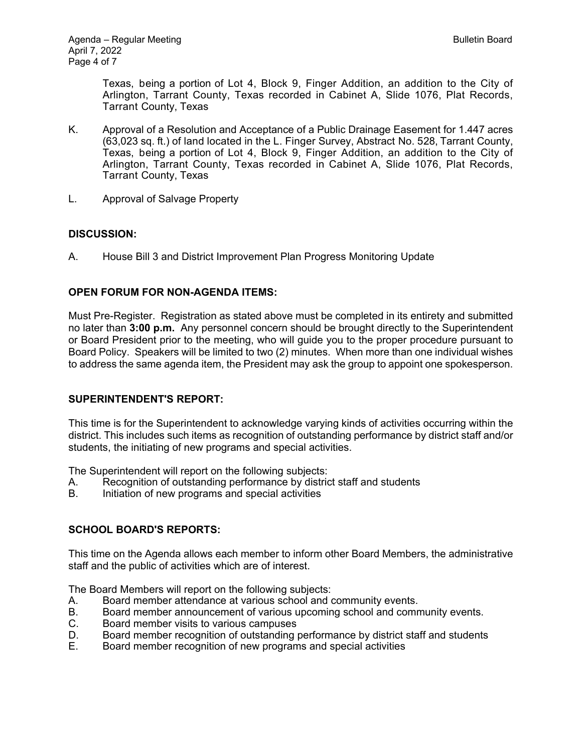Texas, being a portion of Lot 4, Block 9, Finger Addition, an addition to the City of Arlington, Tarrant County, Texas recorded in Cabinet A, Slide 1076, Plat Records, Tarrant County, Texas

K. Approval of a Resolution and Acceptance of a Public Drainage Easement for 1.447 acres (63,023 sq. ft.) of land located in the L. Finger Survey, Abstract No. 528, Tarrant County, Texas, being a portion of Lot 4, Block 9, Finger Addition, an addition to the City of Arlington, Tarrant County, Texas recorded in Cabinet A, Slide 1076, Plat Records, Tarrant County, Texas

L. Approval of Salvage Property

**DISCUSSION:**

A. House Bill 3 and District Improvement Plan Progress Monitoring Update

**OPEN FORUM FOR NON-AGENDA ITEMS:**

Must Pre-Register. Registration as stated above must be completed in its entirety and submitted no later than **3:00 p.m.** Any personnel concern should be brought directly to the Superintendent or Board President prior to the meeting, who will guide you to the proper procedure pursuant to Board Policy. Speakers will be limited to two (2) minutes. When more than one individual wishes to address the same agenda item, the President may ask the group to appoint one spokesperson.

**SUPERINTENDENT'S REPORT:**

This time is for the Superintendent to acknowledge varying kinds of activities occurring within the district. This includes such items as recognition of outstanding performance by district staff and/or students, the initiating of new programs and special activities.

The Superintendent will report on the following subjects:

A. Recognition of outstanding performance by district staff and students
B. Initiation of new programs and special activities

**SCHOOL BOARD'S REPORTS:**

This time on the Agenda allows each member to inform other Board Members, the administrative staff and the public of activities which are of interest.

The Board Members will report on the following subjects:

A. Board member attendance at various school and community events.
B. Board member announcement of various upcoming school and community events.
C. Board member visits to various campuses
D. Board member recognition of outstanding performance by district staff and students
E. Board member recognition of new programs and special activities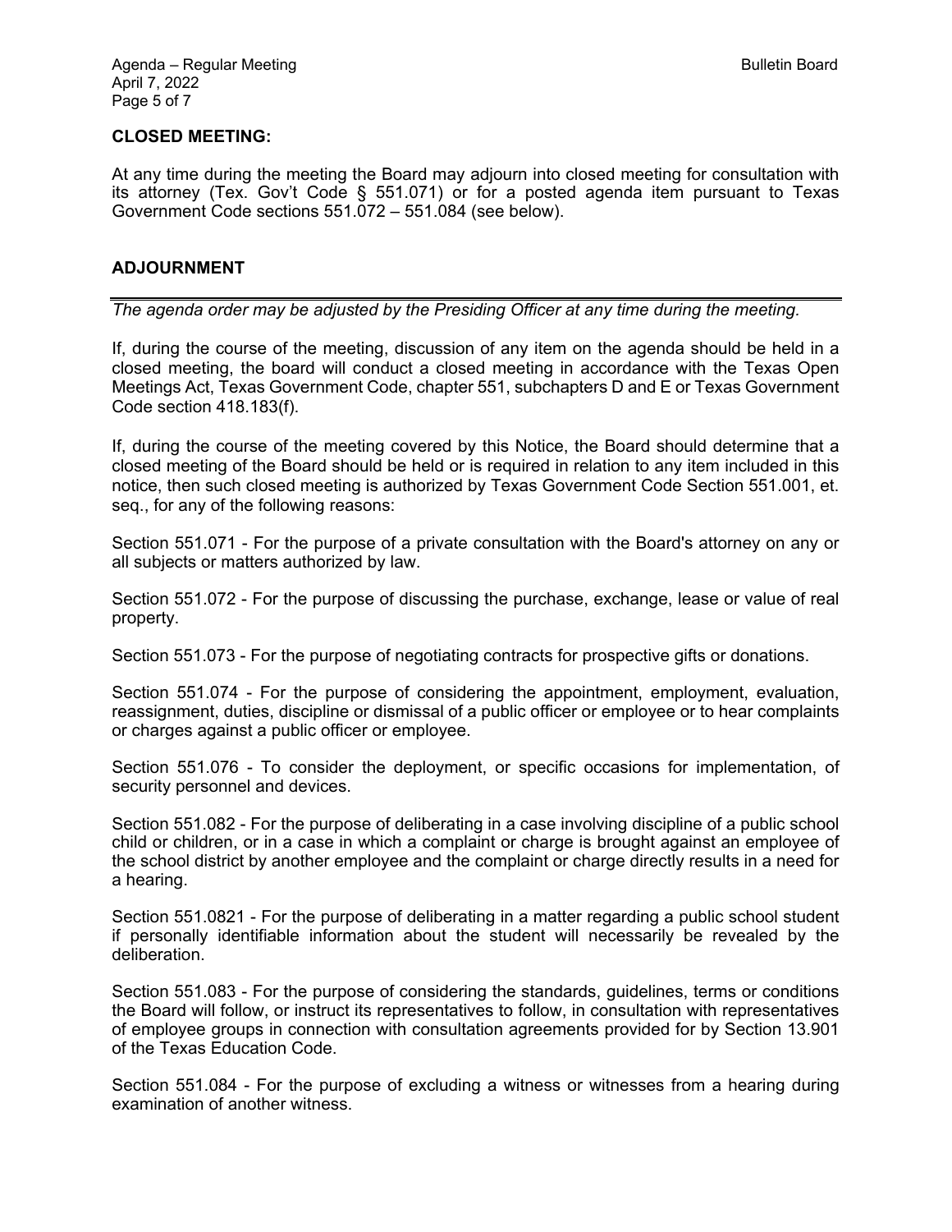## CLOSED MEETING:

At any time during the meeting the Board may adjourn into closed meeting for consultation with its attorney (Tex. Gov't Code § 551.071) or for a posted agenda item pursuant to Texas Government Code sections 551.072 – 551.084 (see below).

## ADJOURNMENT

---

*The agenda order may be adjusted by the Presiding Officer at any time during the meeting.*

If, during the course of the meeting, discussion of any item on the agenda should be held in a closed meeting, the board will conduct a closed meeting in accordance with the Texas Open Meetings Act, Texas Government Code, chapter 551, subchapters D and E or Texas Government Code section 418.183(f).

If, during the course of the meeting covered by this Notice, the Board should determine that a closed meeting of the Board should be held or is required in relation to any item included in this notice, then such closed meeting is authorized by Texas Government Code Section 551.001, et. seq., for any of the following reasons:

Section 551.071 - For the purpose of a private consultation with the Board's attorney on any or all subjects or matters authorized by law.

Section 551.072 - For the purpose of discussing the purchase, exchange, lease or value of real property.

Section 551.073 - For the purpose of negotiating contracts for prospective gifts or donations.

Section 551.074 - For the purpose of considering the appointment, employment, evaluation, reassignment, duties, discipline or dismissal of a public officer or employee or to hear complaints or charges against a public officer or employee.

Section 551.076 - To consider the deployment, or specific occasions for implementation, of security personnel and devices.

Section 551.082 - For the purpose of deliberating in a case involving discipline of a public school child or children, or in a case in which a complaint or charge is brought against an employee of the school district by another employee and the complaint or charge directly results in a need for a hearing.

Section 551.0821 - For the purpose of deliberating in a matter regarding a public school student if personally identifiable information about the student will necessarily be revealed by the deliberation.

Section 551.083 - For the purpose of considering the standards, guidelines, terms or conditions the Board will follow, or instruct its representatives to follow, in consultation with representatives of employee groups in connection with consultation agreements provided for by Section 13.901 of the Texas Education Code.

Section 551.084 - For the purpose of excluding a witness or witnesses from a hearing during examination of another witness.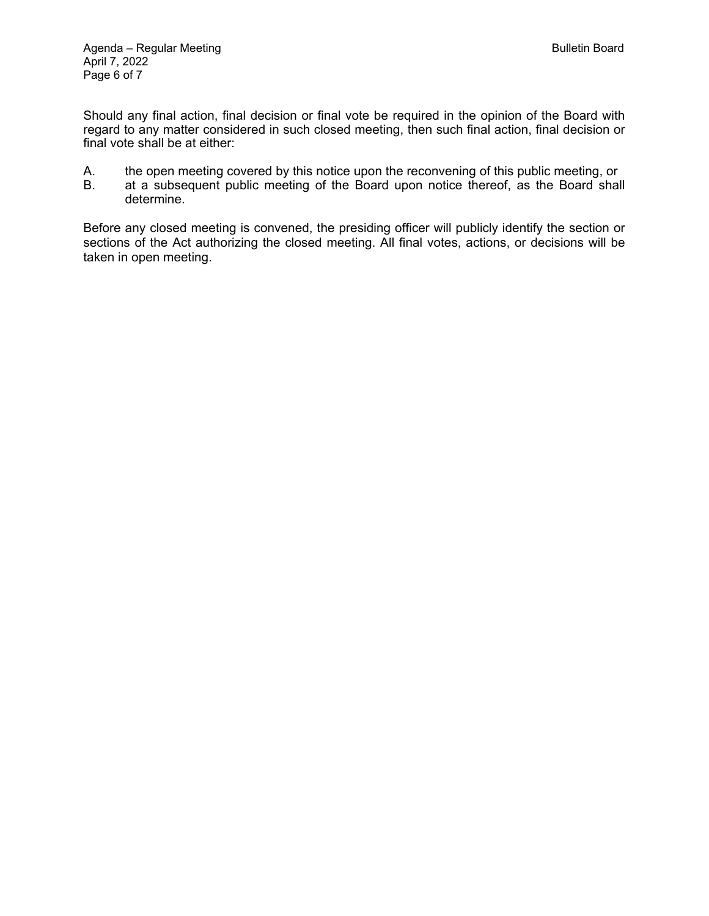Should any final action, final decision or final vote be required in the opinion of the Board with regard to any matter considered in such closed meeting, then such final action, final decision or final vote shall be at either:

A. the open meeting covered by this notice upon the reconvening of this public meeting, or
B. at a subsequent public meeting of the Board upon notice thereof, as the Board shall determine.

Before any closed meeting is convened, the presiding officer will publicly identify the section or sections of the Act authorizing the closed meeting. All final votes, actions, or decisions will be taken in open meeting.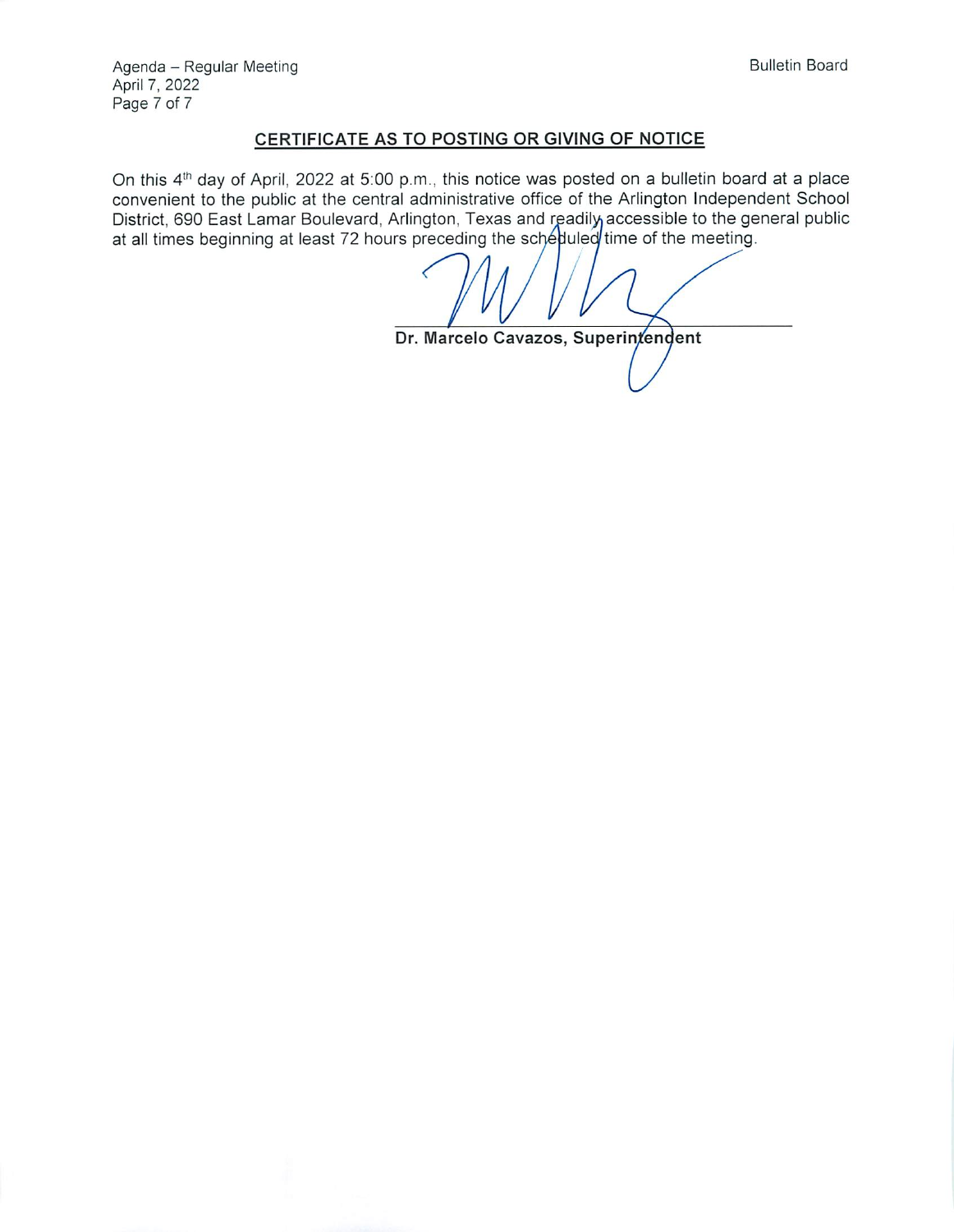## CERTIFICATE AS TO POSTING OR GIVING OF NOTICE

On this 4th day of April, 2022 at 5:00 p.m., this notice was posted on a bulletin board at a place convenient to the public at the central administrative office of the Arlington Independent School District, 690 East Lamar Boulevard, Arlington, Texas and readily accessible to the general public at all times beginning at least 72 hours preceding the scheduled time of the meeting.

**Dr. Marcelo Cavazos, Superintendent**